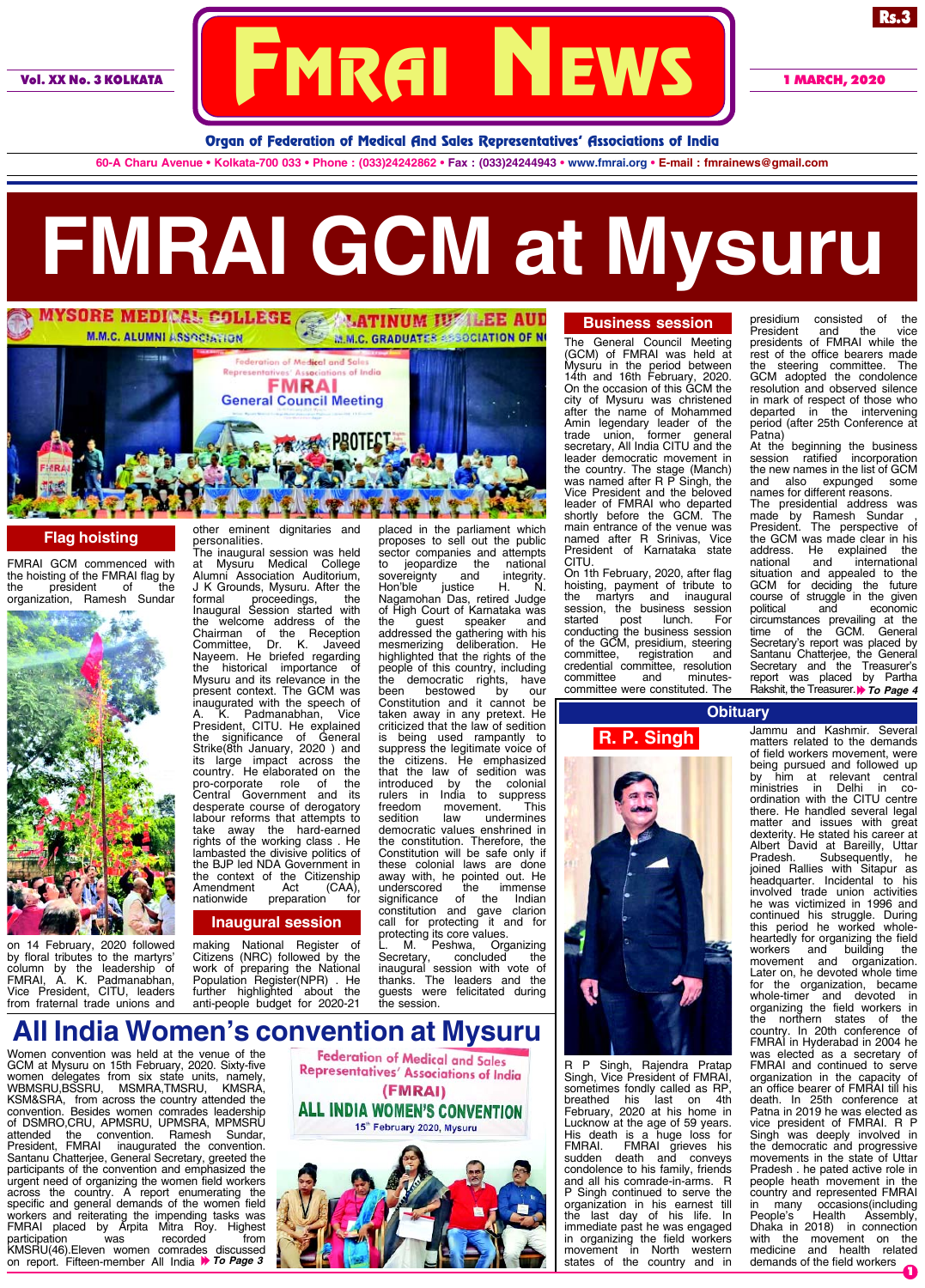# FMRAI NEWS

Vol. XX No. 3 KOLKATA — 1 MARCH, 2020 — Rs.3

**Organ of Federation of Medical And Sales Representatives' Associations of India**

60-A Charu Avenue • Kolkata-700 033 • Phone : (033)24242862 • Fax : (033)24244943 • www.fmrai.org • E-mail : fmrainews@gmail.com

# FMRAI GCM at Mysuru

## Flag hoisting

FMRAI GCM commenced with the hoisting of the FMRAI flag by the president of the organization, Ramesh Sundar on 14 February, 2020 followed by floral tributes to the martyrs' column by the leadership of FMRAI, A. K. Padmanabhan, Vice President, CITU, leaders from fraternal trade unions and other eminent dignitaries and personalities.

The inaugural session was held at Mysuru Medical College Alumni Association Auditorium, J K Grounds, Mysuru. After the formal proceedings, the Inaugural Session started with the welcome address of the Chairman of the Reception Committee, Dr. K. Javeed Nayeem. He briefed regarding the historical importance of Mysuru and its relevance in the present context. The GCM was inaugurated with the speech of A. K. Padmanabhan, Vice President, CITU. He explained the significance of General Strike(8th January, 2020 ) and its large impact across the country. He elaborated on the pro-corporate role of the Central Government and its desperate course of derogatory labour reforms that attempts to take away the hard-earned rights of the working class . He lambasted the divisive politics of the BJP led NDA Government in the context of the Citizenship Amendment Act (CAA), nationwide preparation for

## Inaugural session

making National Register of Citizens (NRC) followed by the work of preparing the National Population Register(NPR) . He further highlighted about the anti-people budget for 2020-21 placed in the parliament which proposes to sell out the public sector companies and attempts to jeopardize the national sovereignty and integrity. Hon'ble justice H. N. Nagamohan Das, retired Judge of High Court of Karnataka was the guest speaker and addressed the gathering with his mesmerizing deliberation. He highlighted that the rights of the people of this country, including the democratic rights, have been bestowed by our Constitution and it cannot be taken away in any pretext. He criticized that the law of sedition is being used rampantly to suppress the legitimate voice of the citizens. He emphasized that the law of sedition was introduced by the colonial rulers in India to suppress freedom movement. This sedition law undermines democratic values enshrined in the constitution. Therefore, the Constitution will be safe only if these colonial laws are done away with, he pointed out. He underscored the immense significance of the Indian constitution and gave clarion call for protecting it and for protecting its core values.

L. M. Peshwa, Organizing Secretary, concluded the inaugural session with vote of thanks. The leaders and the guests were felicitated during the session.

## Business session

The General Council Meeting (GCM) of FMRAI was held at Mysuru in the period between 14th and 16th February, 2020. On the occasion of this GCM the city of Mysuru was christened after the name of Mohammed Amin legendary leader of the trade union, former general secretary, All India CITU and the leader democratic movement in the country. The stage (Manch) was named after R P Singh, the Vice President and the beloved leader of FMRAI who departed shortly before the GCM. The main entrance of the venue was named after R Srinivas, Vice President of Karnataka state CITU.

On 1th February, 2020, after flag hoisting, payment of tribute to the martyrs and inaugural session, the business session started post lunch. For conducting the business session of the GCM, presidium, steering committee, registration and credential committee, resolution committee and minutes-committee were constituted. The presidium consisted of the President and the vice presidents of FMRAI while the rest of the office bearers made the steering committee. The GCM adopted the condolence resolution and observed silence in mark of respect of those who departed in the intervening period (after 25th Conference at Patna)

At the beginning the business session ratified incorporation the new names in the list of GCM and also expunged some names for different reasons.

The presidential address was made by Ramesh Sundar , President. The perspective of the GCM was made clear in his address. He explained the national and international situation and appealed to the GCM for deciding the future course of struggle in the given political and economic circumstances prevailing at the time of the GCM. General Secretary's report was placed by Santanu Chatterjee, the General Secretary and the Treasurer's report was placed by Partha Rakshit, the Treasurer. *To Page 4*

## Obituary

### R. P. Singh

R P Singh, Rajendra Pratap Singh, Vice President of FMRAI, sometimes fondly called as RP, breathed his last on 4th February, 2020 at his home in Lucknow at the age of 59 years. His death is a huge loss for FMRAI. FMRAI grieves his sudden death and conveys condolence to his family, friends and all his comrade-in-arms. R P Singh continued to serve the organization in his earnest till the last day of his life. In immediate past he was engaged in organizing the field workers movement in North western states of the country and in Jammu and Kashmir. Several matters related to the demands of field workers movement, were being pursued and followed up by him at relevant central ministries in Delhi in co-ordination with the CITU centre there. He handled several legal matter and issues with great dexterity. He stated his career at Albert David at Bareilly, Uttar Pradesh. Subsequently, he joined Rallies with Sitapur as headquarter. Incidental to his involved trade union activities he was victimized in 1996 and continued his struggle. During this period he worked whole-heartedly for organizing the field workers and building the movement and organization. Later on, he devoted whole time for the organization, became whole-timer and devoted in organizing the field workers in the northern states of the country. In 20th conference of FMRAI in Hyderabad in 2004 he was elected as a secretary of FMRAI and continued to serve organization in the capacity of an office bearer of FMRAI till his death. In 25th conference at Patna in 2019 he was elected as vice president of FMRAI. R P Singh was deeply involved in the democratic and progressive movements in the state of Uttar Pradesh . he pated active role in people heath movement in the country and represented FMRAI in many occasions(including People's Health Assembly, Dhaka in 2018) in connection with the movement on the medicine and health related demands of the field workers

# All India Women's convention at Mysuru

Women convention was held at the venue of the GCM at Mysuru on 15th February, 2020. Sixty-five women delegates from six state units, namely, WBMSRU,BSSRU, MSMRA,TMSRU, KMSRA, KSM&SRA, from across the country attended the convention. Besides women comrades leadership of DSMRO,CRU, APMSRU, UPMSRA, MPMSRU attended the convention. Ramesh Sundar, President, FMRAI inaugurated the convention. Santanu Chatterjee, General Secretary, greeted the participants of the convention and emphasized the urgent need of organizing the women field workers across the country. A report enumerating the specific and general demands of the women field workers and reiterating the impending tasks was FMRAI placed by Arpita Mitra Roy. Highest participation was recorded from KMSRU(46).Eleven women comrades discussed on report. Fifteen-member All India *To Page 3*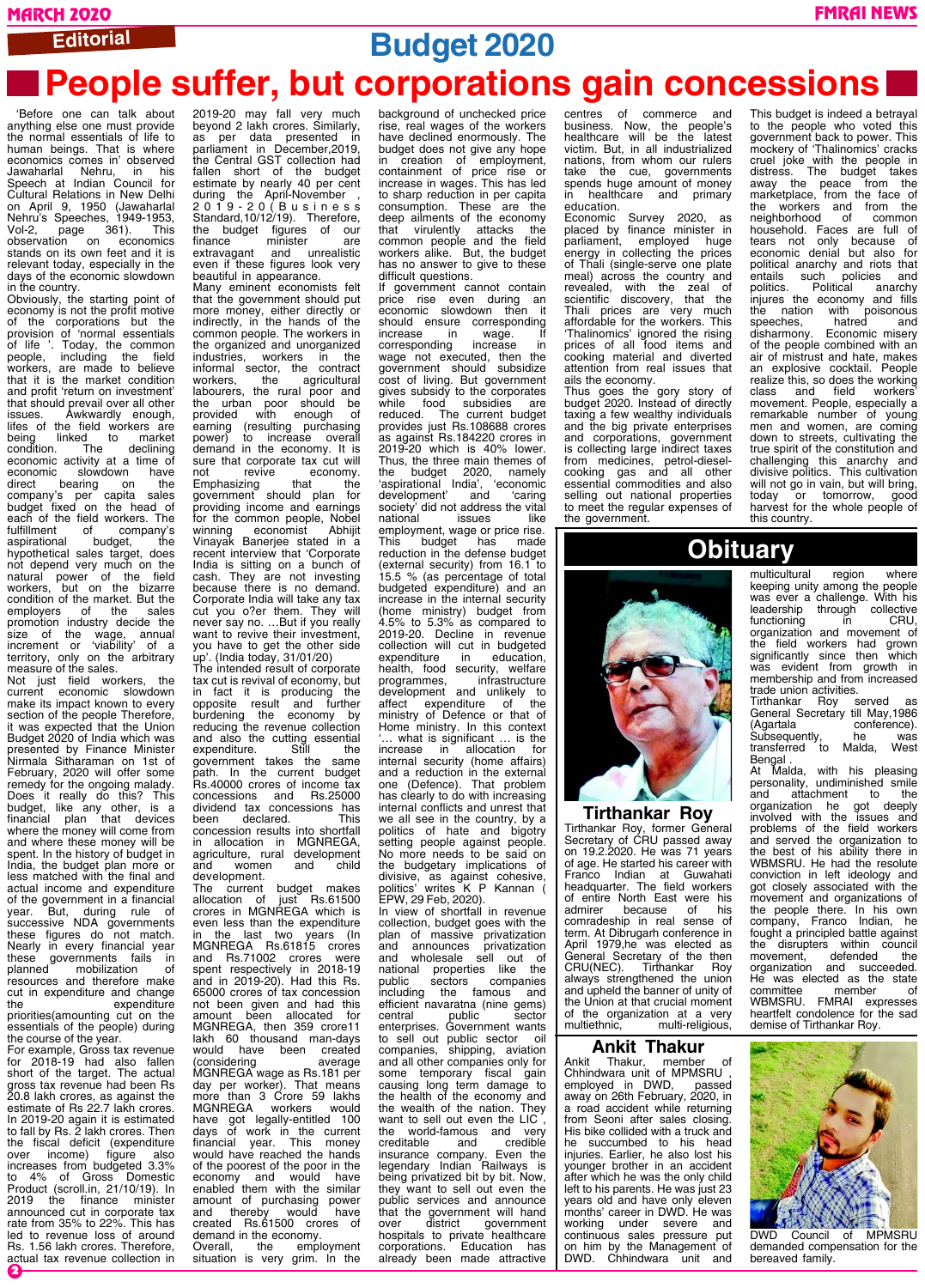Editorial

# Budget 2020

## People suffer, but corporations gain concessions

'Before one can talk about anything else one must provide the normal essentials of life to human beings. That is where economics comes in' observed Jawaharlal Nehru, in his Speech at Indian Council for Cultural Relations in New Delhi on April 9, 1950 (Jawaharlal Nehru's Speeches, 1949-1953, Vol-2, page 361). This observation on economics stands on its own feet and it is relevant today, especially in the days of the economic slowdown in the country.

Obviously, the starting point of economy is not the profit motive of the corporations but the provision of 'normal essentials of life '. Today, the common people, including the field workers, are made to believe that it is the market condition and profit 'return on investment' that should prevail over all other issues. Awkwardly enough, lifes of the field workers are being linked to market condition. The declining economic activity at a time of economic slowdown have direct bearing on the company's per capita sales budget fixed on the head of each of the field workers. The fulfillment of company's aspirational budget, the hypothetical sales target, does not depend very much on the natural power of the field workers, but on the bizarre condition of the market. But the employers of the sales promotion industry decide the size of the wage, annual increment or 'viability' of a territory, only on the arbitrary measure of the sales.

Not just field workers, the current economic slowdown make its impact known to every section of the people Therefore, it was expected that the Union Budget 2020 of India which was presented by Finance Minister Nirmala Sitharaman on 1st of February, 2020 will offer some remedy for the ongoing malady. Does it really do this? This budget, like any other, is a financial plan that devices where the money will come from and where these money will be spent. In the history of budget in India, the budget plan more or less matched with the final and actual income and expenditure of the government in a financial year. But, during rule of successive NDA governments these figures do not match. Nearly in every financial year these governments fails in planned mobilization of resources and therefore make cut in expenditure and change the expenditure priorities(amounting cut on the essentials of the people) during the course of the year.

For example, Gross tax revenue for 2018-19 had also fallen short of the target. The actual gross tax revenue had been Rs 20.8 lakh crores, as against the estimate of Rs 22.7 lakh crores. In 2019-20 again it is estimated to fall by Rs. 2 lakh crores. Then the fiscal deficit (expenditure over income) figure also increases from budgeted 3.3% to 4% of Gross Domestic Product (scroll.in, 21/10/19). In 2019 the finance minister announced cut in corporate tax rate from 35% to 22%. This has led to revenue loss of around Rs. 1.56 lakh crores. Therefore, actual tax revenue collection in 2019-20 may fall very much beyond 2.1 lakh crores. Similarly, as per data presented in parliament in December,2019, the Central GST collection had fallen short of the budget estimate by nearly 40 per cent during the April-November , 2019-20(Business Standard,10/12/19). Therefore, the budget figures of our finance minister are extravagant and unrealistic even if these figures look very beautiful in appearance.

Many eminent economists felt that the government should put more money, either directly or indirectly, in the hands of the common people. The workers in the organized and unorganized industries, workers in the informal sector, the contract workers, the agricultural labourers, the rural poor and the urban poor should be provided with enough of earning (resulting purchasing power) to increase overall demand in the economy. It is sure that corporate tax cut will not revive economy. Emphasizing that the government should plan for providing income and earnings for the common people, Nobel winning economist Abhijit Vinayak Banerjee stated in a recent interview that 'Corporate India is sitting on a bunch of cash. They are not investing because there is no demand. Corporate India will take any tax cut you o?er them. They will never say no. ...But if you really want to revive their investment, you have to get the other side up'. (India today, 31/01/20)

The intended result of corporate tax cut is revival of economy, but in fact it is producing the opposite result and further burdening the economy by reducing the revenue collection and also the cutting essential expenditure. Still the government takes the same path. In the current budget Rs.40000 crores of income tax concessions and Rs.25000 dividend tax concessions has been declared. This concession results into shortfall in allocation in MGNREGA, agriculture, rural development and women and child development.

The current budget makes allocation of just Rs.61500 crores in MGNREGA which is even less than the expenditure in the last two years (In MGNREGA Rs.61815 crores and Rs.71002 crores were spent respectively in 2018-19 and in 2019-20). Had this Rs. 65000 crores of tax concession not been given and had this amount been allocated for MGNREGA, then 359 crore11 lakh 60 thousand man-days would have been created (considering average MGNREGA wage as Rs.181 per day per worker). That means more than 3 Crore 59 lakhs MGNREGA workers would have got legally-entitled 100 days of work in the current financial year. This money would have reached the hands of the poorest of the poor in the economy and would have enabled them with the similar amount of purchasing power and thereby would have created Rs.61500 crores of demand in the economy.

Overall, the employment situation is very grim. In the background of unchecked price rise, real wages of the workers have declined enormously. The budget does not give any hope in creation of employment, containment of price rise or increase in wages. This has led to sharp reduction in per capita consumption. These are the deep ailments of the economy that virulently attacks the common people and the field workers alike. But, the budget has no answer to give to these difficult questions.

If government cannot contain price rise even during an economic slowdown then it should ensure corresponding increase in wage. If corresponding increase in wage not executed, then the government should subsidize cost of living. But government gives subsidy to the corporates while food subsidies are reduced. The current budget provides just Rs.108688 crores as against Rs.184220 crores in 2019-20 which is 40% lower. Thus, the three main themes of the budget 2020, namely 'aspirational India', 'economic development' and 'caring society' did not address the vital national issues like employment, wage or price rise.

This budget has made reduction in the defense budget (external security) from 16.1 to 15.5 % (as percentage of total budgeted expenditure) and an increase in the internal security (home ministry) budget from 4.5% to 5.3% as compared to 2019-20. Decline in revenue collection will cut in budgeted expenditure in education, health, food security, welfare programmes, infrastructure development and unlikely to affect expenditure of the ministry of Defence or that of Home ministry. In this context '... what is significant ... is the increase in allocation for internal security (home affairs) and a reduction in the external one (Defence). That problem has clearly to do with increasing internal conflicts and unrest that we all see in the country, by a politics of hate and bigotry setting people against people. No more needs to be said on the budgetary implications of divisive, as against cohesive, politics' writes K P Kannan ( EPW, 29 Feb, 2020).

In view of shortfall in revenue collection, budget goes with the plan of massive privatization and announces privatization and wholesale sell out of national properties like the public sectors companies including the famous and efficient navaratna (nine gems) central public sector enterprises. Government wants to sell out public sector oil companies, shipping, aviation and all other companies only for some temporary fiscal gain causing long term damage to the health of the economy and the wealth of the nation. They want to sell out even the LIC , the world-famous and very creditable and credible insurance company. Even the legendary Indian Railways is being privatized bit by bit. Now, they want to sell out even the public services and announce that the government will hand over district government hospitals to private healthcare corporations. Education has already been made attractive centres of commerce and business. Now, the people's healthcare will be the latest victim. But, in all industrialized nations, from whom our rulers take the cue, governments spends huge amount of money in healthcare and primary education.

Economic Survey 2020, as placed by finance minister in parliament, employed huge energy in collecting the prices of Thali (single-serve one plate meal) across the country and revealed, with the zeal of scientific discovery, that the Thali prices are very much affordable for the workers. This 'Thalinomics' ignored the rising prices of all food items and cooking material and diverted attention from real issues that ails the economy.

Thus goes the gory story of budget 2020. Instead of directly taxing a few wealthy individuals and the big private enterprises and corporations, government is collecting large indirect taxes from medicines, petrol-diesel-cooking gas and all other essential commodities and also selling out national properties to meet the regular expenses of the government.

This budget is indeed a betrayal to the people who voted this government back to power. This mockery of 'Thalinomics' cracks cruel joke with the people in distress. The budget takes away the peace from the marketplace, from the face of the workers and from the neighborhood of common household. Faces are full of tears not only because of economic denial but also for political anarchy and riots that entails such policies and politics. Political anarchy injures the economy and fills the nation with poisonous speeches, hatred and disharmony. Economic misery of the people combined with an air of mistrust and hate, makes an explosive cocktail. People realize this, so does the working class and field workers' movement. People, especially a remarkable number of young men and women, are coming down to streets, cultivating the true spirit of the constitution and challenging this anarchy and divisive politics. This cultivation will not go in vain, but will bring, today or tomorrow, good harvest for the whole people of this country.

# Obituary

## Tirthankar Roy

Tirthankar Roy, former General Secretary of CRU passed away on 19.2.2020. He was 71 years of age. He started his career with Franco Indian at Guwahati headquarter. The field workers of entire North East were his admirer because of his comradeship in real sense of term. At Dibrugarh conference in April 1979,he was elected as General Secretary of the then CRU(NEC). Tirthankar Roy always strengthened the union and upheld the banner of unity of the Union at that crucial moment of the organization at a very multiethnic, multi-religious, multicultural region where keeping unity among the people was ever a challenge. With his leadership through collective functioning in CRU, organization and movement of the field workers had grown significantly since then which was evident from growth in membership and from increased trade union activities.

Tirthankar Roy served as General Secretary till May,1986 (Agartala conference). Subsequently, he was transferred to Malda, West Bengal .

At Malda, with his pleasing personality, undiminished smile and attachment to the organization he got deeply involved with the issues and problems of the field workers and served the organization to the best of his ability there in WBMSRU. He had the resolute conviction in left ideology and got closely associated with the movement and organizations of the people there. In his own company, Franco Indian, he fought a principled battle against the disrupters within council movement, defended the organization and succeeded. He was elected as the state committee member of WBMSRU. FMRAI expresses heartfelt condolence for the sad demise of Tirthankar Roy.

## Ankit Thakur

Ankit Thakur, member of Chhindwara unit of MPMSRU , employed in DWD, passed away on 26th February, 2020, in a road accident while returning from Seoni after sales closing. His bike collided with a truck and he succumbed to his head injuries. Earlier, he also lost his younger brother in an accident after which he was the only child left to his parents. He was just 23 years old and have only eleven months' career in DWD. He was working under severe and continuous sales pressure put on him by the Management of DWD. Chhindwara unit and DWD Council of MPMSRU demanded compensation for the bereaved family.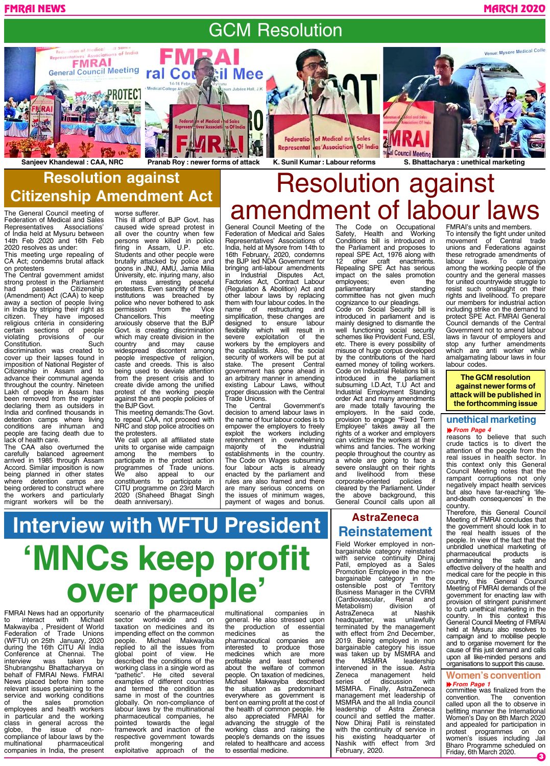# GCM Resolution

Sanjeev Khandewal : CAA, NRC | Pranab Roy : newer forms of attack | K. Sunil Kumar : Labour reforms | S. Bhattacharya : unethical marketing

## Resolution against Citizenship Amendment Act

The General Council meeting of Federation of Medical and Sales Representatives Associations' of India held at Mysuru between 14th Feb 2020 and 16th Feb 2020 resolves as under:

This meeting urge repealing of CA Act; condemns brutal attack on protesters

The Central government amidst strong protest in the Parliament had passed Citizenship (Amendment) Act (CAA) to keep away a section of people living in India by striping their right as citizen. They have imposed religious criteria in considering certain sections of people violating provisions of our Constitution. Such discrimination was created to cover up their lapses found in imposition of National Register of Citizenship in Assam and to advance their communal agenda throughout the country. Nineteen Lakh of people in Assam has been removed from the register declaring them as outsiders in India and confined thousands in detention camps where living conditions are inhuman and people are facing death due to lack of health care.

The CAA also overturned the carefully balanced agreement arrived in 1985 through Assam Accord. Similar imposition is now being planned in other states where detention camps are being ordered to construct where the workers and particularly migrant workers will be the worse sufferer.

This ill afford of BJP Govt. has caused wide spread protest in all over the country when few persons were killed in police firing in Assam, U.P. etc. Students and other people were brutally attacked by police and goons in JNU, AMU, Jamia Milia University, etc. injuring many, also en mass arresting peaceful protesters. Even sanctity of these institutions was breached by police who never bothered to ask permission from the Vice Chancellors. This meeting anxiously observe that the BJP Govt. is creating discrimination which may create division in the country and may cause widespread discontent among people irrespective of religion, caste and creeds. This is also being used to deviate attention from the present crisis and to create divide among the unified protest of the working people against the anti people policies of the BJP Govt.

This meeting demands:The Govt. to repeal CAA, not proceed with NRC and stop police atrocities on the protesters.

We call upon all affiliated state units to organise wide campaign among the members to participate in the protest action programmes of Trade unions. We also appeal to our constituents to participate in CITU programme on 23rd March 2020 (Shaheed Bhagat Singh death anniversary).

## Resolution against amendment of labour laws

General Council Meeting of the Federation of Medical and Sales Representatives' Associations of India, held at Mysore from 14th to 16th February, 2020, condemns the BJP led NDA Government for bringing anti-labour amendments in Industrial Disputes Act, Factories Act, Contract Labour (Regulation & Abolition) Act and other labour laws by replacing them with four labour codes. In the name of restructuring and simplification, these changes are designed to ensure labour flexibility which will result in severe exploitation of the workers by the employers and the capitalists. Also, the social security of workers will be put at stake. The present Central government has gone ahead in an arbitrary manner in amending existing Labour Laws, without proper discussion with the Central Trade Unions.

The Central Government's decision to amend labour laws in the name of four labour codes is to empower the employers to freely exploit the workers including retrenchment in overwhelming majority of the industrial establishments in the country. The Code on Wages subsuming four labour acts is already enacted by the parliament and rules are also framed and there are many serious concerns on the issues of minimum wages, payment of wages and bonus.

The Code on Occupational Safety, Health and Working Conditions bill is introduced in the Parliament and proposes to repeal SPE Act, 1976 along with 12 other craft enactments. Repealing SPE Act has serious impact on the sales promotion employees; even the parliamentary standing committee has not given much cognizance to our pleadings.

Code on Social Security bill is introduced in parliament and is mainly designed to dismantle the well functioning social security schemes like Provident Fund, ESI, etc. There is every possibility of misuse of huge corpus developed by the contributions of the hard earned money of toiling workers. Code on Industrial Relations bill is introduced in the parliament subsuming I.D.Act, T.U Act and Industrial Employment Standing order Act and many amendments are made totally favouring the employers. In the said code, provision to engage "Fixed Term Employee" takes away all the rights of a worker and employers can victimize the workers at their whims and fancies. The working people throughout the country as a whole are going to face a severe onslaught on their rights and livelihood from these corporate-oriented policies if cleared by the Parliament. Under the above background, this General Council calls upon all FMRAI's units and members.

To intensify the fight under united movement of Central trade unions and Federations against these retrograde amendments of labour laws. To campaign among the working people of the country and the general masses for united countrywide struggle to resist such onslaught on their rights and livelihood. To prepare our members for industrial action including strike on the demand to protect SPE Act. FMRAI General Council demands of the Central Government not to amend labour laws in favour of employers and stop any further amendments which are anti worker while amalgamating labour laws in four labour codes.

**The GCM resolution against newer forms of attack will be published in the forthcomming issue**

## unethical marketing

*From Page 4*

reasons to believe that such crude tactics is to divert the attention of the people from the real issues in health sector. In this context only this General Council Meeting notes that the rampant corruptions not only negatively impact health services but also have far-reaching 'life-and-death consequences' in the country.

Therefore, this General Council Meeting of FMRAI concludes that the government should look in to the real health issues of the people. In view of the fact that the unbridled unethical marketing of pharmaceutical products is undermining the safe and effective delivery of the health and medical care for the people in this country, this General Council Meeting of FMRAI demands of the government for enacting law with provision of stringent punishment to curb unethical marketing in the country. In this context this General Council Meeting of FMRAI held at Mysuru also resolves to campaign and to mobilise people and to organise movement for the cause of this just demand and calls upon all like-minded persons and organisations to support this cause.

# Interview with WFTU President

# 'MNCs keep profit over people'

FMRAI News had an opportunity to interact with Michael Makwayiba , President of World Federation of Trade Unions (WFTU) on 25th January, 2020 during the 16th CITU All India Conference at Chennai. The interview was taken by Shubrangshu Bhattacharyya on behalf of FMRAI News. FMRAI News placed before him some relevant issues pertaining to the service and working conditions of the sales promotion employees and health workers in particular and the working class in general across the globe, the issue of non-compliance of labour laws by the multinational pharmaceutical companies in India, the present scenario of the pharmaceutical sector world-wide and on taxation on medicines and its impending effect on the common people. Michael Makwayiba replied to all the issues from global point of view. He described the conditions of the working class in a single word as "pathetic". He cited several examples of different countries and termed the condition as same in most of the countries globally. On non-compliance of labour laws by the multinational pharmaceutical companies, he pointed towards the legal framework and inaction of the respective government towards profit mongering and exploitative approach of the multinational companies in general. He also stressed upon the production of essential medicines as the pharmaceutical companies are interested to produce those medicines which are more profitable and least bothered about the welfare of common people. On taxation of medicines, Michael Makwayiba described the situation as predominant everywhere as government is bent on earning profit at the cost of the health of common people. He also appreciated FMRAI for advancing the struggle of the working class and raising the people's demands on the issues related to healthcare and access to essential medicine.

## AstraZeneca Reinstatement

Field Worker employed in non-bargainable category reinstated with service continuity Dhiraj Patil, employed as a Sales Promotion Employee in the non-bargainable category in the ostensible post of Territory Business Manager in the CVRM (Cardiovascular, Renal and Metabolism) division of AstraZeneca at Nashik headquarter, was unlawfully terminated by the management with effect from 2nd December, 2019. Being employed in non bargainable category his issue was taken up by MSMRA and the MSMRA leadership intervened in the issue. Astra Zeneca management held series of discussion with MSMRA. Finally, AstraZeneca management met leadership of MSMRA and the all India council leadership of Astra Zeneca council and settled the matter. Now Dhiraj Patil is reinstated with the continuity of service in his existing headquarter of Nashik with effect from 3rd February, 2020.

## Women's convention

*From Page 1*

committee was finalized from the convention. The convention called upon all the to observe in befitting manner the International Women's Day on 8th March 2020 and appealed for participation in protest programmes on women's issues including Jail Bharo Programme scheduled on Friday, 6th March 2020.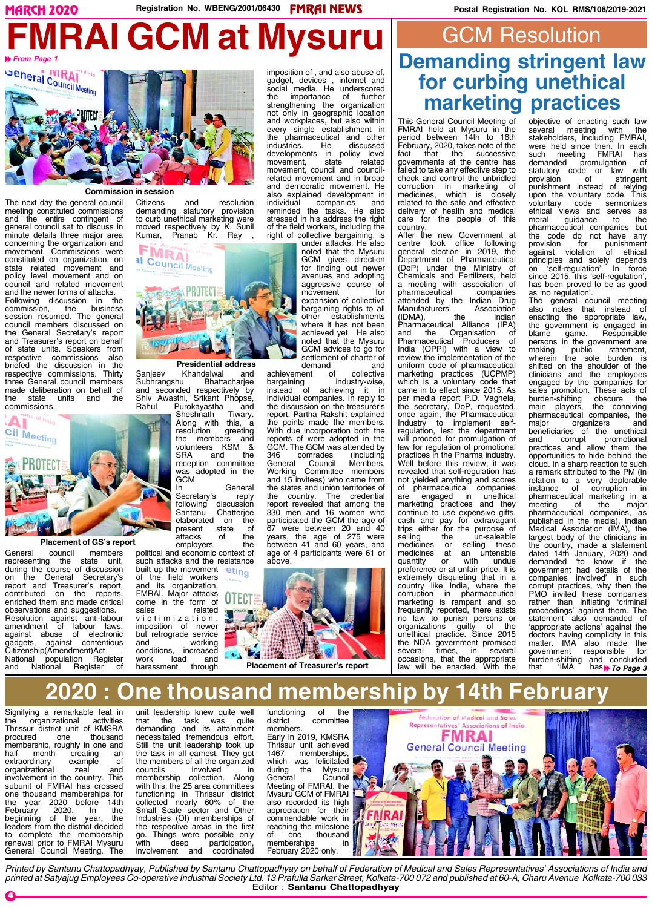# FMRAI GCM at Mysuru

*From Page 1*

Commission in session

The next day the general council meeting constituted commissions and the entire contingent of general council sat to discuss in minute details three major area concerning the organization and movement. Commissions were constituted on organization, on state related movement and policy level movement and on council and related movement and the newer forms of attacks. Following discussion in the commission, the business session resumed. The general council members discussed on the General Secretary's report and Treasurer's report on behalf of state units. Speakers from respective commissions also briefed the discussion in the respective commissions. Thirty three General council members made deliberation on behalf of the state units and the commissions.

Placement of GS's report

General council members representing the state unit, during the course of discussion on the General Secretary's report and Treasurer's reports, contributed on the field reports, enriched them and made critical observations and suggestions. Resolution against anti-labour amendment of labour laws, against abuse of electronic gadgets, against contentious Citizenship(Amendment)Act, National population Register and National Register of Citizens and resolution demanding statutory provision to curb unethical marketing were moved respectively by K. Sunil Kumar, Pranab Kr. Ray,

Presidential address

Sanjeev Khandelwal and Subhrangshu Bhattacharjee and seconded respectively by Shiv Awasthi, Srikant Phopse, Rahul Purokayastha and Sheshnath Tiwary. Along with this, a resolution greeting the members and volunteers KSM & SRA and the reception committee was adopted in the GCM

In General Secretary's reply following discussion Santanu Chatterjee elaborated on the present state of attacks of the employers, the political and economic context of such attacks and the resistance built up the movement of the field workers and its organization, FMRAI. Major attacks come in the form of sales related victimization, imposition of newer but retrogrande service and working conditions, increased work load and harassment through imposition of, and also abuse of, gadget, devices, internet and social media. He underscored the importance of further strengthening the organization not only in geographic location and workplaces, but also within every single establishment in the pharmaceutical and other industries. He discussed developments in policy level movement, state related movement, council and council-related movement and in broad and democratic movement. He also explained development in individual companies and reminded the tasks. He also stressed in his address the right of the field workers, including the right of collective bargaining, is under attacks. He also noted that the Mysuru GCM gives direction for finding out newer avenues and adopting aggressive course of movement for expansion of collective bargaining rights to all other establishments where it has not been achieved yet. He also noted that the Mysuru GCM advices to go for settlement of charter of demand and achievement of collective bargaining industry-wise, instead of achieving it in individual companies. In reply to the discussion on the treasurer's report, Partha Rakshit explained the points made the members. With due incorporation both the reports of were adopted in the GCM. The GCM was attended by 346 comrades (including General Council Members, Working Committee members and 15 invitees) who came from the states and union territories of the country. The credential report revealed that among the 330 men and 16 women who participated the GCM the age of 67 were between 20 and 40 years, the age of 275 were between 41 and 60 years, and age of 4 participants were 61 or above.

Placement of Treasurer's report

## GCM Resolution

# Demanding stringent law for curbing unethical marketing practices

This General Council Meeting of FMRAI held at Mysuru in the period between 14th to 16th February, 2020, takes note of the fact that the successive governments at the centre has failed to take any effective step to check and control the unbridled corruption in marketing of medicines, which is closely related to the safe and effective delivery of health and medical care for the people of this country.

After the new Government at centre took office following general election in 2019, the Department of Pharmaceutical (DoP) under the Ministry of Chemicals and Fertilizers, held a meeting with association of pharmaceutical companies attended by the Indian Drug Manufacturers' Association (IDMA), the Indian Pharmaceutical Alliance (IPA) and the Organisation of Pharmaceutical Producers of India (OPPI) with a view to review the implementation of the uniform code of pharmaceutical marketing practices (UCPMP) which is a voluntary code that came in to effect since 2015. As per media report P.D. Vaghela, the secretary, DoP, requested, once again, the Pharmaceutical Industry to implement self-regulation, lest the department will proceed for promulgation of law for regulation of promotional practices in the Pharma industry. Well before this review, it was revealed that self-regulation has not yielded anything and scores of pharmaceutical companies are engaged in unethical marketing practices and they continue to use expensive gifts, cash and pay for extravagant trips either for the purpose of selling the un-saleable medicines or selling these medicines at an untenable quantity or with undue preference or at unfair price. It is extremely disquieting that in a country like India, where the corruption in pharmaceutical marketing is rampant and so frequently reported, there exists no law to punish persons or organizations guilty of the unethical practice. Since 2015 the NDA government promised several times, in several occasions, that the appropriate law will be enacted. With the objective of enacting such law several meeting with the stakeholders, including FMRAI, were held since then. In each such meeting FMRAI has demanded promulgation of statutory code or law with provision of stringent punishment instead of relying upon the voluntary code. This voluntary code sermonizes ethical views and serves this moral guidance to the pharmaceutical companies but the code do not have any provision for punishment against violation of ethical principles and solely depends on 'self-regulation'. In force since 2015, this 'self-regulation', has been proved to be as good as 'no regulation'.

The general council meeting also notes that instead of enacting the appropriate law, the government is engaged in blame game. Responsible persons in the government are making public statement, wherein the sole burden is shifted on the shoulder of the clinicians and the employees engaged by the companies for sales promotion. These acts of burden-shifting obscure the main players, the conniving pharmaceutical companies, the major organizers and beneficiaries of the unethical and corrupt promotional practices and allow them the opportunities to hide behind the cloud. In a sharp reaction to such a remark attributed to the PM (in relation to a very deplorable instance of corruption in pharmaceutical marketing in a meeting of the major pharmaceutical companies, as published in the media), Indian Medical Association (IMA), the largest body of the clinicians in the country, made a statement dated 14th January, 2020 and demanded 'to know if the government had details of the companies involved' in such corrupt practices, why then the PMO invited these companies rather than initiating 'criminal proceedings' against them. The statement also demanded of 'appropriate actions' against the doctors having complicity in this matter. IMA also made the government responsible for burden-shifting and concluded that 'IMA has *To Page 3*

# 2020 : One thousand membership by 14th February

Signifying a remarkable feat in the organizational activities Thrissur district unit of KMSRA procured one thousand membership, roughly in one and half month creating an extraordinary example of organizational zeal and involvement in the country. This subunit of FMRAI has crossed one thousand memberships for the year 2020 before 14th February 2020. In the beginning of the year, the leaders from the district decided to complete the membership renewal prior to FMRAI Mysuru General Council Meeting. The unit leadership knew quite well that the task was quite demanding and its attainment necessitated tremendous effort. Still the unit leadership took up the task in all earnest. They got the members of all the organized councils involved in membership collection. Along with this, the 25 area committees functioning in Thrissur district collected nearly 60% of the Small Scale sector and Other Industries (OI) memberships of the respective areas in the first go. Things were possible only with deep participation, involvement and coordinated functioning of the district committee members.

Early in 2019, KMSRA Thrissur unit achieved 1467 memberships, which was felicitated during the Mysuru General Council Meeting of FMRAI. the Mysuru GCM of FMRAI also recorded its high appreciation for their commendable work in reaching the milestone of one thousand memberships in February 2020 only.

*Printed by Santanu Chattopadhyay, Published by Santanu Chattopadhyay on behalf of Federation of Medical and Sales Representatives' Associations of India and printed at Satyajug Employees Co-operative Industrial Society Ltd. 13 Prafulla Sarkar Street, Kolkata-700 072 and published at 60-A, Charu Avenue Kolkata-700 033*

Editor : **Santanu Chattopadhyay**